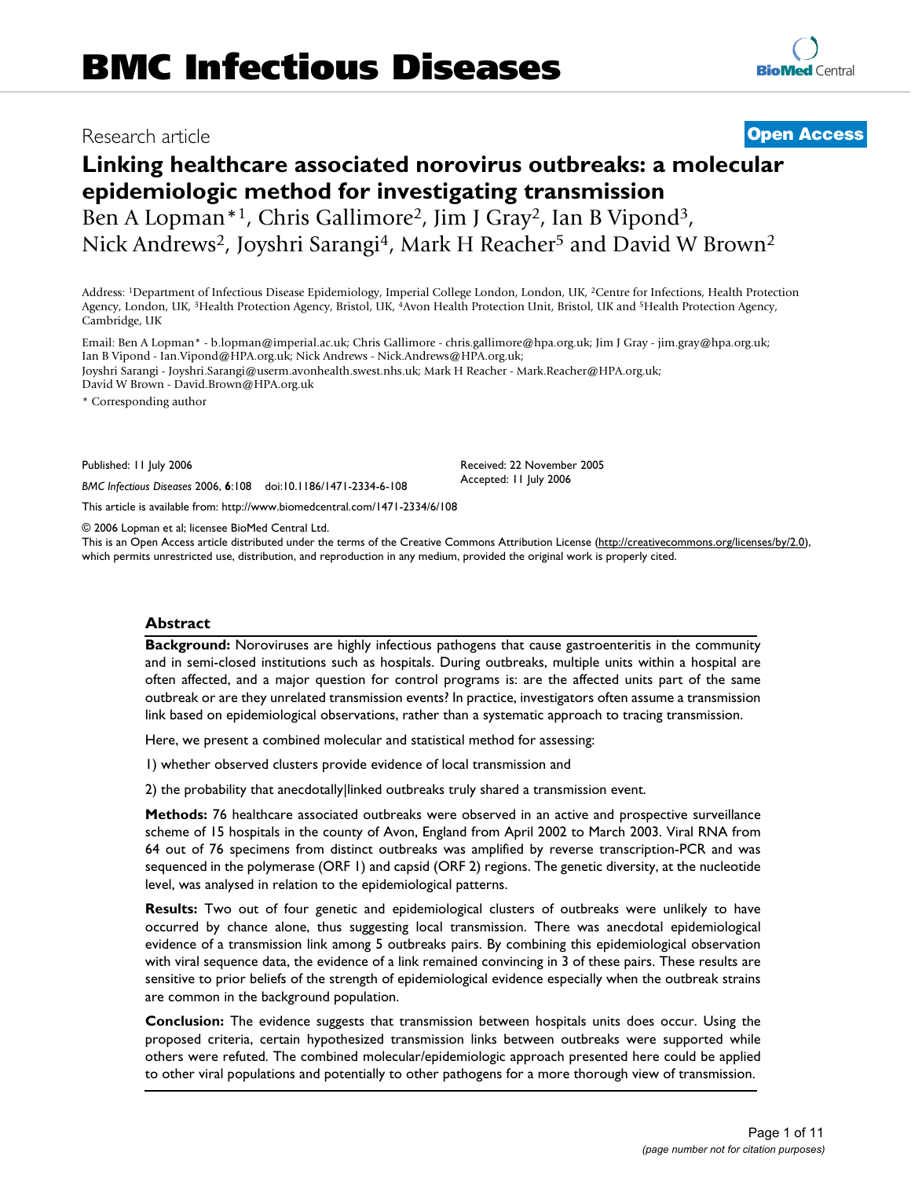# BMC Infectious Diseases

Research article

**Open Access**

# Linking healthcare associated norovirus outbreaks: a molecular epidemiologic method for investigating transmission

Ben A Lopman*[1], Chris Gallimore[2], Jim J Gray[2], Ian B Vipond[3], Nick Andrews[2], Joyshri Sarangi[4], Mark H Reacher[5] and David W Brown[2]

Address: [1]Department of Infectious Disease Epidemiology, Imperial College London, London, UK, [2]Centre for Infections, Health Protection Agency, London, UK, [3]Health Protection Agency, Bristol, UK, [4]Avon Health Protection Unit, Bristol, UK and [5]Health Protection Agency, Cambridge, UK

Email: Ben A Lopman* - b.lopman@imperial.ac.uk; Chris Gallimore - chris.gallimore@hpa.org.uk; Jim J Gray - jim.gray@hpa.org.uk; Ian B Vipond - Ian.Vipond@HPA.org.uk; Nick Andrews - Nick.Andrews@HPA.org.uk; Joyshri Sarangi - Joyshri.Sarangi@userm.avonhealth.swest.nhs.uk; Mark H Reacher - Mark.Reacher@HPA.org.uk; David W Brown - David.Brown@HPA.org.uk

\* Corresponding author

Published: 11 July 2006

*BMC Infectious Diseases* 2006, **6**:108 doi:10.1186/1471-2334-6-108

Received: 22 November 2005
Accepted: 11 July 2006

This article is available from: http://www.biomedcentral.com/1471-2334/6/108

© 2006 Lopman et al; licensee BioMed Central Ltd.
This is an Open Access article distributed under the terms of the Creative Commons Attribution License (http://creativecommons.org/licenses/by/2.0), which permits unrestricted use, distribution, and reproduction in any medium, provided the original work is properly cited.

## Abstract

**Background:** Noroviruses are highly infectious pathogens that cause gastroenteritis in the community and in semi-closed institutions such as hospitals. During outbreaks, multiple units within a hospital are often affected, and a major question for control programs is: are the affected units part of the same outbreak or are they unrelated transmission events? In practice, investigators often assume a transmission link based on epidemiological observations, rather than a systematic approach to tracing transmission.

Here, we present a combined molecular and statistical method for assessing:

1) whether observed clusters provide evidence of local transmission and

2) the probability that anecdotally|linked outbreaks truly shared a transmission event.

**Methods:** 76 healthcare associated outbreaks were observed in an active and prospective surveillance scheme of 15 hospitals in the county of Avon, England from April 2002 to March 2003. Viral RNA from 64 out of 76 specimens from distinct outbreaks was amplified by reverse transcription-PCR and was sequenced in the polymerase (ORF 1) and capsid (ORF 2) regions. The genetic diversity, at the nucleotide level, was analysed in relation to the epidemiological patterns.

**Results:** Two out of four genetic and epidemiological clusters of outbreaks were unlikely to have occurred by chance alone, thus suggesting local transmission. There was anecdotal epidemiological evidence of a transmission link among 5 outbreaks pairs. By combining this epidemiological observation with viral sequence data, the evidence of a link remained convincing in 3 of these pairs. These results are sensitive to prior beliefs of the strength of epidemiological evidence especially when the outbreak strains are common in the background population.

**Conclusion:** The evidence suggests that transmission between hospitals units does occur. Using the proposed criteria, certain hypothesized transmission links between outbreaks were supported while others were refuted. The combined molecular/epidemiologic approach presented here could be applied to other viral populations and potentially to other pathogens for a more thorough view of transmission.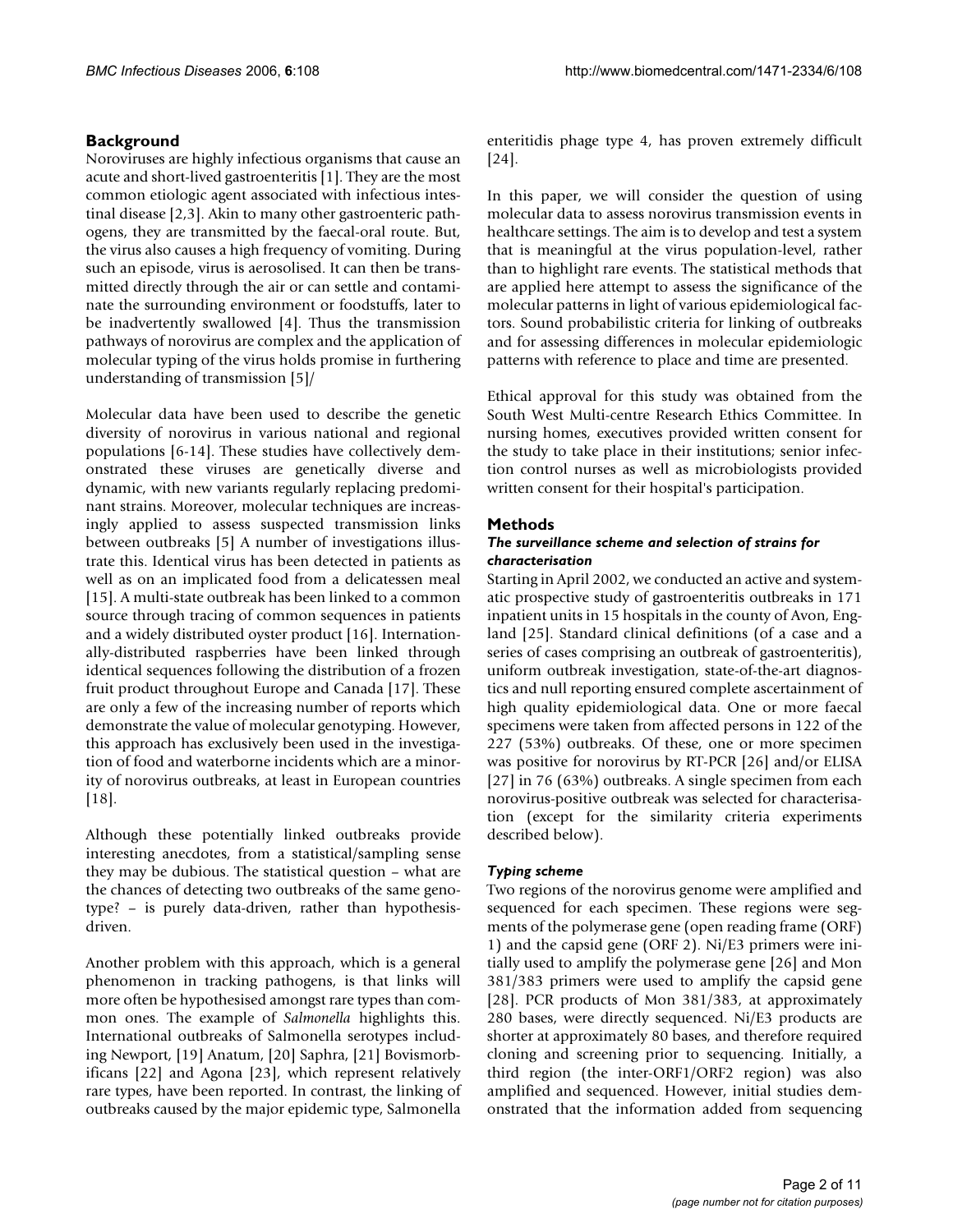## Background

Noroviruses are highly infectious organisms that cause an acute and short-lived gastroenteritis [1]. They are the most common etiologic agent associated with infectious intestinal disease [2,3]. Akin to many other gastroenteric pathogens, they are transmitted by the faecal-oral route. But, the virus also causes a high frequency of vomiting. During such an episode, virus is aerosolised. It can then be transmitted directly through the air or can settle and contaminate the surrounding environment or foodstuffs, later to be inadvertently swallowed [4]. Thus the transmission pathways of norovirus are complex and the application of molecular typing of the virus holds promise in furthering understanding of transmission [5]/

Molecular data have been used to describe the genetic diversity of norovirus in various national and regional populations [6-14]. These studies have collectively demonstrated these viruses are genetically diverse and dynamic, with new variants regularly replacing predominant strains. Moreover, molecular techniques are increasingly applied to assess suspected transmission links between outbreaks [5] A number of investigations illustrate this. Identical virus has been detected in patients as well as on an implicated food from a delicatessen meal [15]. A multi-state outbreak has been linked to a common source through tracing of common sequences in patients and a widely distributed oyster product [16]. Internationally-distributed raspberries have been linked through identical sequences following the distribution of a frozen fruit product throughout Europe and Canada [17]. These are only a few of the increasing number of reports which demonstrate the value of molecular genotyping. However, this approach has exclusively been used in the investigation of food and waterborne incidents which are a minority of norovirus outbreaks, at least in European countries [18].

Although these potentially linked outbreaks provide interesting anecdotes, from a statistical/sampling sense they may be dubious. The statistical question – what are the chances of detecting two outbreaks of the same genotype? – is purely data-driven, rather than hypothesis-driven.

Another problem with this approach, which is a general phenomenon in tracking pathogens, is that links will more often be hypothesised amongst rare types than common ones. The example of *Salmonella* highlights this. International outbreaks of Salmonella serotypes including Newport, [19] Anatum, [20] Saphra, [21] Bovismorbificans [22] and Agona [23], which represent relatively rare types, have been reported. In contrast, the linking of outbreaks caused by the major epidemic type, Salmonella enteritidis phage type 4, has proven extremely difficult [24].

In this paper, we will consider the question of using molecular data to assess norovirus transmission events in healthcare settings. The aim is to develop and test a system that is meaningful at the virus population-level, rather than to highlight rare events. The statistical methods that are applied here attempt to assess the significance of the molecular patterns in light of various epidemiological factors. Sound probabilistic criteria for linking of outbreaks and for assessing differences in molecular epidemiologic patterns with reference to place and time are presented.

Ethical approval for this study was obtained from the South West Multi-centre Research Ethics Committee. In nursing homes, executives provided written consent for the study to take place in their institutions; senior infection control nurses as well as microbiologists provided written consent for their hospital's participation.

## Methods

### *The surveillance scheme and selection of strains for characterisation*

Starting in April 2002, we conducted an active and systematic prospective study of gastroenteritis outbreaks in 171 inpatient units in 15 hospitals in the county of Avon, England [25]. Standard clinical definitions (of a case and a series of cases comprising an outbreak of gastroenteritis), uniform outbreak investigation, state-of-the-art diagnostics and null reporting ensured complete ascertainment of high quality epidemiological data. One or more faecal specimens were taken from affected persons in 122 of the 227 (53%) outbreaks. Of these, one or more specimen was positive for norovirus by RT-PCR [26] and/or ELISA [27] in 76 (63%) outbreaks. A single specimen from each norovirus-positive outbreak was selected for characterisation (except for the similarity criteria experiments described below).

### *Typing scheme*

Two regions of the norovirus genome were amplified and sequenced for each specimen. These regions were segments of the polymerase gene (open reading frame (ORF) 1) and the capsid gene (ORF 2). Ni/E3 primers were initially used to amplify the polymerase gene [26] and Mon 381/383 primers were used to amplify the capsid gene [28]. PCR products of Mon 381/383, at approximately 280 bases, were directly sequenced. Ni/E3 products are shorter at approximately 80 bases, and therefore required cloning and screening prior to sequencing. Initially, a third region (the inter-ORF1/ORF2 region) was also amplified and sequenced. However, initial studies demonstrated that the information added from sequencing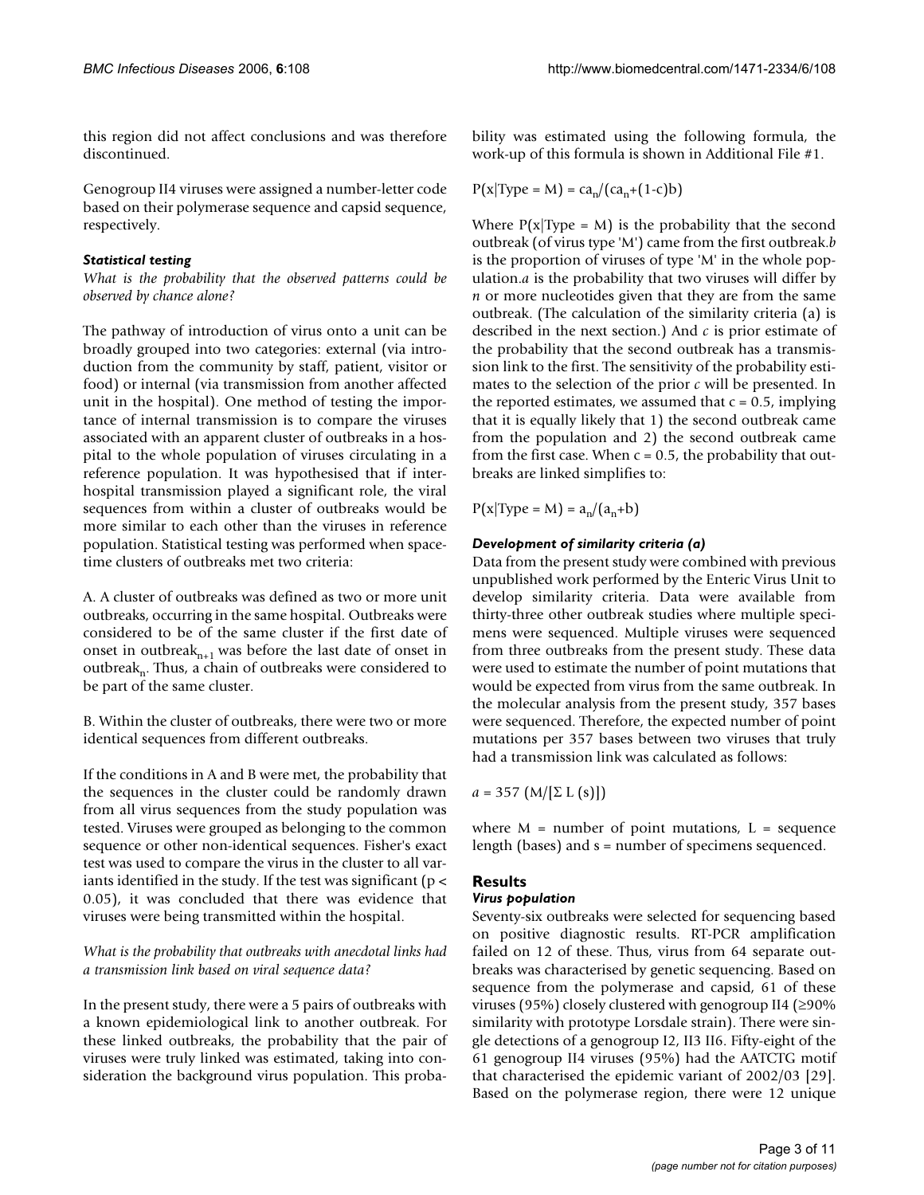this region did not affect conclusions and was therefore discontinued.

Genogroup II4 viruses were assigned a number-letter code based on their polymerase sequence and capsid sequence, respectively.

### Statistical testing

*What is the probability that the observed patterns could be observed by chance alone?*

The pathway of introduction of virus onto a unit can be broadly grouped into two categories: external (via introduction from the community by staff, patient, visitor or food) or internal (via transmission from another affected unit in the hospital). One method of testing the importance of internal transmission is to compare the viruses associated with an apparent cluster of outbreaks in a hospital to the whole population of viruses circulating in a reference population. It was hypothesised that if inter-hospital transmission played a significant role, the viral sequences from within a cluster of outbreaks would be more similar to each other than the viruses in reference population. Statistical testing was performed when space-time clusters of outbreaks met two criteria:

A. A cluster of outbreaks was defined as two or more unit outbreaks, occurring in the same hospital. Outbreaks were considered to be of the same cluster if the first date of onset in $\text{outbreak}_{n+1}$ was before the last date of onset in $\text{outbreak}_n$. Thus, a chain of outbreaks were considered to be part of the same cluster.

B. Within the cluster of outbreaks, there were two or more identical sequences from different outbreaks.

If the conditions in A and B were met, the probability that the sequences in the cluster could be randomly drawn from all virus sequences from the study population was tested. Viruses were grouped as belonging to the common sequence or other non-identical sequences. Fisher's exact test was used to compare the virus in the cluster to all variants identified in the study. If the test was significant ($p < 0.05$), it was concluded that there was evidence that viruses were being transmitted within the hospital.

*What is the probability that outbreaks with anecdotal links had a transmission link based on viral sequence data?*

In the present study, there were a 5 pairs of outbreaks with a known epidemiological link to another outbreak. For these linked outbreaks, the probability that the pair of viruses were truly linked was estimated, taking into consideration the background virus population. This probability was estimated using the following formula, the work-up of this formula is shown in Additional File #1.

$$P(x|\text{Type} = M) = ca_n/(ca_n+(1-c)b)$$

Where $P(x|\text{Type} = M)$ is the probability that the second outbreak (of virus type 'M') came from the first outbreak. $b$ is the proportion of viruses of type 'M' in the whole population. $a$ is the probability that two viruses will differ by $n$ or more nucleotides given that they are from the same outbreak. (The calculation of the similarity criteria (a) is described in the next section.) And $c$ is prior estimate of the probability that the second outbreak has a transmission link to the first. The sensitivity of the probability estimates to the selection of the prior $c$ will be presented. In the reported estimates, we assumed that $c = 0.5$, implying that it is equally likely that 1) the second outbreak came from the population and 2) the second outbreak came from the first case. When $c = 0.5$, the probability that outbreaks are linked simplifies to:

$$P(x|\text{Type} = M) = a_n/(a_n+b)$$

### Development of similarity criteria (a)

Data from the present study were combined with previous unpublished work performed by the Enteric Virus Unit to develop similarity criteria. Data were available from thirty-three other outbreak studies where multiple specimens were sequenced. Multiple viruses were sequenced from three outbreaks from the present study. These data were used to estimate the number of point mutations that would be expected from virus from the same outbreak. In the molecular analysis from the present study, 357 bases were sequenced. Therefore, the expected number of point mutations per 357 bases between two viruses that truly had a transmission link was calculated as follows:

$$a = 357\ (M/[\Sigma\ L\ (s)])$$

where M = number of point mutations, L = sequence length (bases) and s = number of specimens sequenced.

## Results

### Virus population

Seventy-six outbreaks were selected for sequencing based on positive diagnostic results. RT-PCR amplification failed on 12 of these. Thus, virus from 64 separate outbreaks was characterised by genetic sequencing. Based on sequence from the polymerase and capsid, 61 of these viruses (95%) closely clustered with genogroup II4 (≥90% similarity with prototype Lorsdale strain). There were single detections of a genogroup I2, II3 II6. Fifty-eight of the 61 genogroup II4 viruses (95%) had the AATCTG motif that characterised the epidemic variant of 2002/03 [29]. Based on the polymerase region, there were 12 unique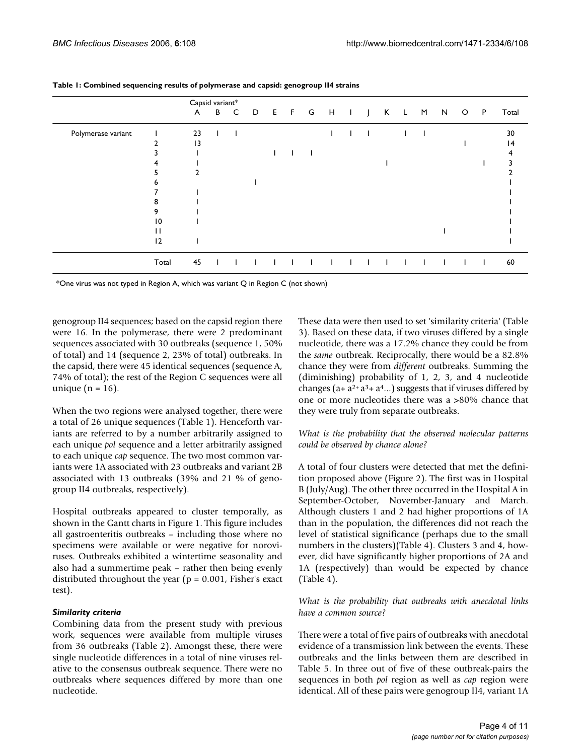**Table 1: Combined sequencing results of polymerase and capsid: genogroup II4 strains**

| | | Capsid variant* | | | | | | | | | | | | | | | | |
|---|---|---|---|---|---|---|---|---|---|---|---|---|---|---|---|---|---|---|
| | | A | B | C | D | E | F | G | H | I | J | K | L | M | N | O | P | Total |
| Polymerase variant | 1 | 23 | 1 | 1 | | | | | 1 | 1 | 1 | | 1 | 1 | | | | 30 |
| | 2 | 13 | | | | | | | | | | | | | | 1 | | 14 |
| | 3 | 1 | | | | 1 | 1 | 1 | | | | | | | | | | 4 |
| | 4 | 1 | | | | | | | | | | 1 | | | | | 1 | 3 |
| | 5 | 2 | | | | | | | | | | | | | | | | 2 |
| | 6 | | | | 1 | | | | | | | | | | | | | 1 |
| | 7 | 1 | | | | | | | | | | | | | | | | 1 |
| | 8 | 1 | | | | | | | | | | | | | | | | 1 |
| | 9 | 1 | | | | | | | | | | | | | | | | 1 |
| | 10 | 1 | | | | | | | | | | | | | | | | 1 |
| | 11 | | | | | | | | | | | | | | 1 | | | 1 |
| | 12 | 1 | | | | | | | | | | | | | | | | 1 |
| | Total | 45 | 1 | 1 | 1 | 1 | 1 | 1 | 1 | 1 | 1 | 1 | 1 | 1 | 1 | 1 | 1 | 60 |

*One virus was not typed in Region A, which was variant Q in Region C (not shown)

genogroup II4 sequences; based on the capsid region there were 16. In the polymerase, there were 2 predominant sequences associated with 30 outbreaks (sequence 1, 50% of total) and 14 (sequence 2, 23% of total) outbreaks. In the capsid, there were 45 identical sequences (sequence A, 74% of total); the rest of the Region C sequences were all unique (n = 16).

When the two regions were analysed together, there were a total of 26 unique sequences (Table 1). Henceforth variants are referred to by a number arbitrarily assigned to each unique *pol* sequence and a letter arbitrarily assigned to each unique *cap* sequence. The two most common variants were 1A associated with 23 outbreaks and variant 2B associated with 13 outbreaks (39% and 21 % of genogroup II4 outbreaks, respectively).

Hospital outbreaks appeared to cluster temporally, as shown in the Gantt charts in Figure 1. This figure includes all gastroenteritis outbreaks – including those where no specimens were available or were negative for noroviruses. Outbreaks exhibited a wintertime seasonality and also had a summertime peak – rather then being evenly distributed throughout the year (p = 0.001, Fisher's exact test).

### *Similarity criteria*

Combining data from the present study with previous work, sequences were available from multiple viruses from 36 outbreaks (Table 2). Amongst these, there were single nucleotide differences in a total of nine viruses relative to the consensus outbreak sequence. There were no outbreaks where sequences differed by more than one nucleotide.

These data were then used to set 'similarity criteria' (Table 3). Based on these data, if two viruses differed by a single nucleotide, there was a 17.2% chance they could be from the *same* outbreak. Reciprocally, there would be a 82.8% chance they were from *different* outbreaks. Summing the (diminishing) probability of 1, 2, 3, and 4 nucleotide changes ($a+ a^{2}+ a^{3}+ a^{4}...$) suggests that if viruses differed by one or more nucleotides there was a >80% chance that they were truly from separate outbreaks.

*What is the probability that the observed molecular patterns could be observed by chance alone?*

A total of four clusters were detected that met the definition proposed above (Figure 2). The first was in Hospital B (July/Aug). The other three occurred in the Hospital A in September-October, November-January and March. Although clusters 1 and 2 had higher proportions of 1A than in the population, the differences did not reach the level of statistical significance (perhaps due to the small numbers in the clusters)(Table 4). Clusters 3 and 4, however, did have significantly higher proportions of 2A and 1A (respectively) than would be expected by chance (Table 4).

*What is the probability that outbreaks with anecdotal links have a common source?*

There were a total of five pairs of outbreaks with anecdotal evidence of a transmission link between the events. These outbreaks and the links between them are described in Table 5. In three out of five of these outbreak-pairs the sequences in both *pol* region as well as *cap* region were identical. All of these pairs were genogroup II4, variant 1A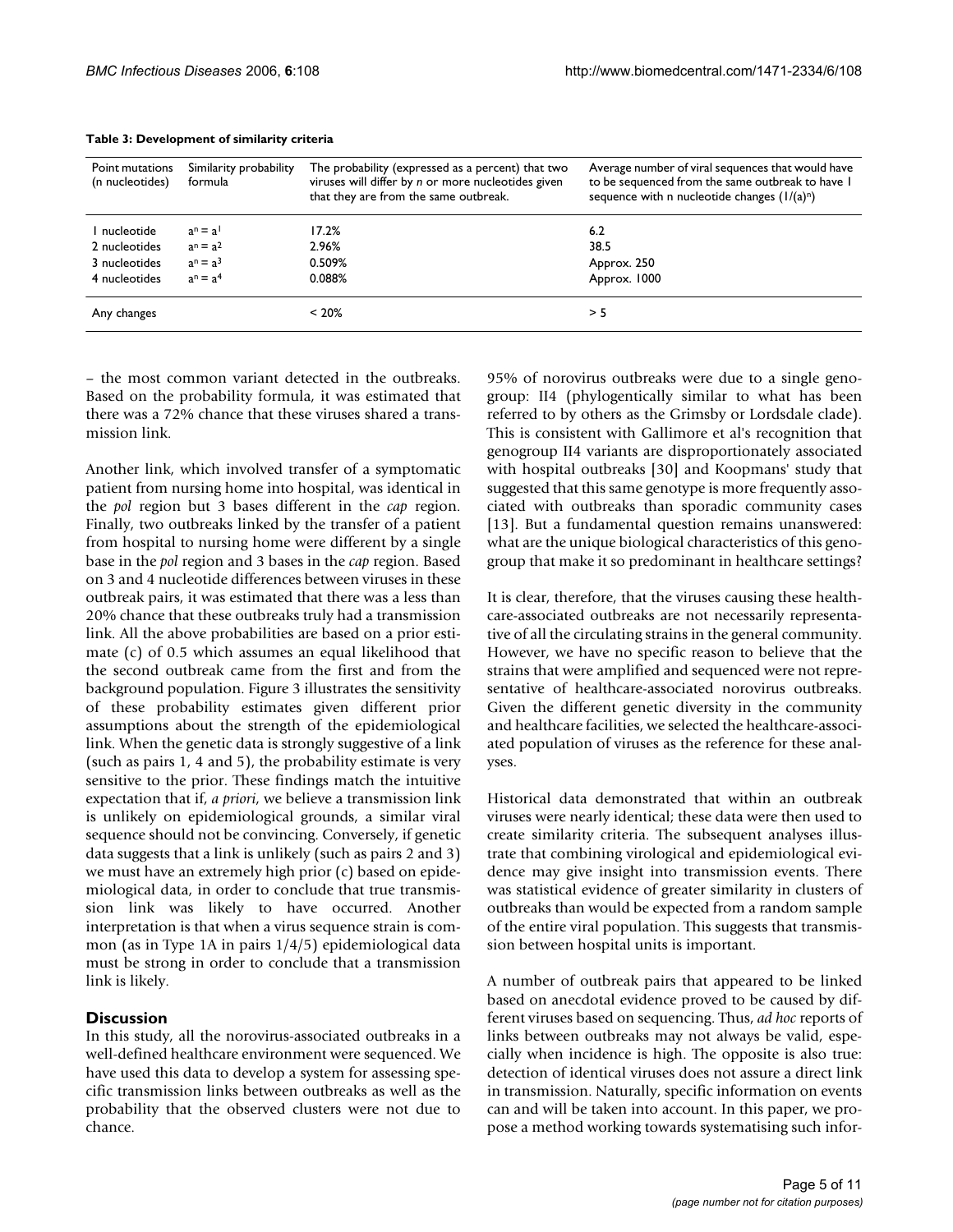**Table 3: Development of similarity criteria**

| Point mutations (n nucleotides) | Similarity probability formula | The probability (expressed as a percent) that two viruses will differ by *n* or more nucleotides given that they are from the same outbreak. | Average number of viral sequences that would have to be sequenced from the same outbreak to have 1 sequence with n nucleotide changes ($1/(a)^n$) |
|---|---|---|---|
| 1 nucleotide | $a^n = a^1$ | 17.2% | 6.2 |
| 2 nucleotides | $a^n = a^2$ | 2.96% | 38.5 |
| 3 nucleotides | $a^n = a^3$ | 0.509% | Approx. 250 |
| 4 nucleotides | $a^n = a^4$ | 0.088% | Approx. 1000 |
| Any changes | | < 20% | > 5 |

– the most common variant detected in the outbreaks. Based on the probability formula, it was estimated that there was a 72% chance that these viruses shared a transmission link.

Another link, which involved transfer of a symptomatic patient from nursing home into hospital, was identical in the *pol* region but 3 bases different in the *cap* region. Finally, two outbreaks linked by the transfer of a patient from hospital to nursing home were different by a single base in the *pol* region and 3 bases in the *cap* region. Based on 3 and 4 nucleotide differences between viruses in these outbreak pairs, it was estimated that there was a less than 20% chance that these outbreaks truly had a transmission link. All the above probabilities are based on a prior estimate (c) of 0.5 which assumes an equal likelihood that the second outbreak came from the first and from the background population. Figure 3 illustrates the sensitivity of these probability estimates given different prior assumptions about the strength of the epidemiological link. When the genetic data is strongly suggestive of a link (such as pairs 1, 4 and 5), the probability estimate is very sensitive to the prior. These findings match the intuitive expectation that if, *a priori*, we believe a transmission link is unlikely on epidemiological grounds, a similar viral sequence should not be convincing. Conversely, if genetic data suggests that a link is unlikely (such as pairs 2 and 3) we must have an extremely high prior (c) based on epidemiological data, in order to conclude that true transmission link was likely to have occurred. Another interpretation is that when a virus sequence strain is common (as in Type 1A in pairs 1/4/5) epidemiological data must be strong in order to conclude that a transmission link is likely.

## Discussion

In this study, all the norovirus-associated outbreaks in a well-defined healthcare environment were sequenced. We have used this data to develop a system for assessing specific transmission links between outbreaks as well as the probability that the observed clusters were not due to chance.

95% of norovirus outbreaks were due to a single genogroup: II4 (phylogentically similar to what has been referred to by others as the Grimsby or Lordsdale clade). This is consistent with Gallimore et al's recognition that genogroup II4 variants are disproportionately associated with hospital outbreaks [30] and Koopmans' study that suggested that this same genotype is more frequently associated with outbreaks than sporadic community cases [13]. But a fundamental question remains unanswered: what are the unique biological characteristics of this genogroup that make it so predominant in healthcare settings?

It is clear, therefore, that the viruses causing these healthcare-associated outbreaks are not necessarily representative of all the circulating strains in the general community. However, we have no specific reason to believe that the strains that were amplified and sequenced were not representative of healthcare-associated norovirus outbreaks. Given the different genetic diversity in the community and healthcare facilities, we selected the healthcare-associated population of viruses as the reference for these analyses.

Historical data demonstrated that within an outbreak viruses were nearly identical; these data were then used to create similarity criteria. The subsequent analyses illustrate that combining virological and epidemiological evidence may give insight into transmission events. There was statistical evidence of greater similarity in clusters of outbreaks than would be expected from a random sample of the entire viral population. This suggests that transmission between hospital units is important.

A number of outbreak pairs that appeared to be linked based on anecdotal evidence proved to be caused by different viruses based on sequencing. Thus, *ad hoc* reports of links between outbreaks may not always be valid, especially when incidence is high. The opposite is also true: detection of identical viruses does not assure a direct link in transmission. Naturally, specific information on events can and will be taken into account. In this paper, we propose a method working towards systematising such infor-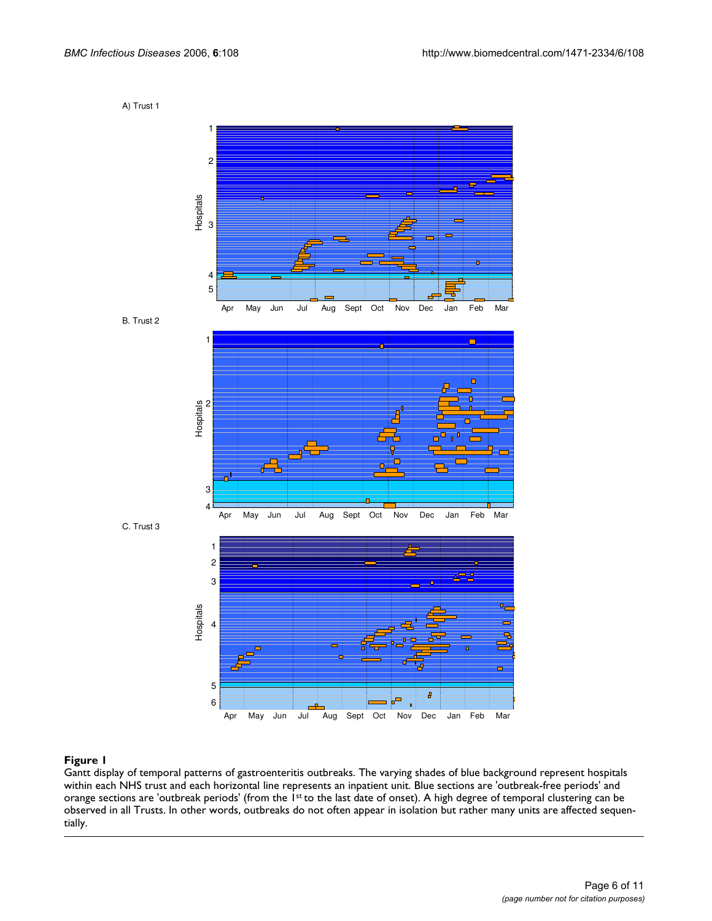A) Trust 1

B. Trust 2

C. Trust 3

**Figure 1**

Gantt display of temporal patterns of gastroenteritis outbreaks. The varying shades of blue background represent hospitals within each NHS trust and each horizontal line represents an inpatient unit. Blue sections are 'outbreak-free periods' and orange sections are 'outbreak periods' (from the 1st to the last date of onset). A high degree of temporal clustering can be observed in all Trusts. In other words, outbreaks do not often appear in isolation but rather many units are affected sequentially.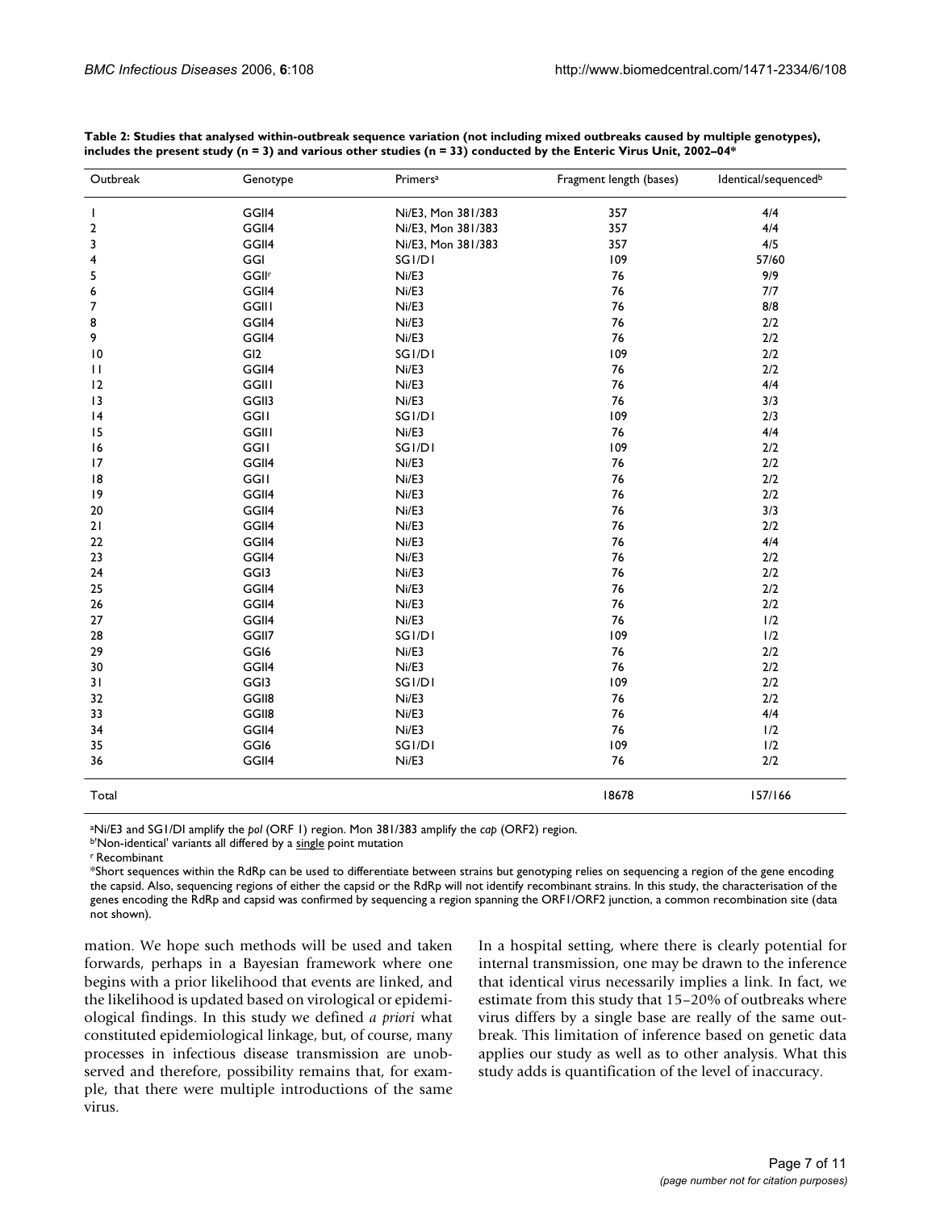**Table 2: Studies that analysed within-outbreak sequence variation (not including mixed outbreaks caused by multiple genotypes), includes the present study (n = 3) and various other studies (n = 33) conducted by the Enteric Virus Unit, 2002–04***

| Outbreak | Genotype | Primers[a] | Fragment length (bases) | Identical/sequenced[b] |
|---|---|---|---|---|
| 1 | GGII4 | Ni/E3, Mon 381/383 | 357 | 4/4 |
| 2 | GGII4 | Ni/E3, Mon 381/383 | 357 | 4/4 |
| 3 | GGII4 | Ni/E3, Mon 381/383 | 357 | 4/5 |
| 4 | GGI | SG1/D1 | 109 | 57/60 |
| 5 | GGII[r] | Ni/E3 | 76 | 9/9 |
| 6 | GGII4 | Ni/E3 | 76 | 7/7 |
| 7 | GGII1 | Ni/E3 | 76 | 8/8 |
| 8 | GGII4 | Ni/E3 | 76 | 2/2 |
| 9 | GGII4 | Ni/E3 | 76 | 2/2 |
| 10 | GI2 | SG1/D1 | 109 | 2/2 |
| 11 | GGII4 | Ni/E3 | 76 | 2/2 |
| 12 | GGII1 | Ni/E3 | 76 | 4/4 |
| 13 | GGII3 | Ni/E3 | 76 | 3/3 |
| 14 | GGI1 | SG1/D1 | 109 | 2/3 |
| 15 | GGII1 | Ni/E3 | 76 | 4/4 |
| 16 | GGI1 | SG1/D1 | 109 | 2/2 |
| 17 | GGII4 | Ni/E3 | 76 | 2/2 |
| 18 | GGI1 | Ni/E3 | 76 | 2/2 |
| 19 | GGII4 | Ni/E3 | 76 | 2/2 |
| 20 | GGII4 | Ni/E3 | 76 | 3/3 |
| 21 | GGII4 | Ni/E3 | 76 | 2/2 |
| 22 | GGII4 | Ni/E3 | 76 | 4/4 |
| 23 | GGII4 | Ni/E3 | 76 | 2/2 |
| 24 | GGI3 | Ni/E3 | 76 | 2/2 |
| 25 | GGII4 | Ni/E3 | 76 | 2/2 |
| 26 | GGII4 | Ni/E3 | 76 | 2/2 |
| 27 | GGII4 | Ni/E3 | 76 | 1/2 |
| 28 | GGII7 | SG1/D1 | 109 | 1/2 |
| 29 | GGI6 | Ni/E3 | 76 | 2/2 |
| 30 | GGII4 | Ni/E3 | 76 | 2/2 |
| 31 | GGI3 | SG1/D1 | 109 | 2/2 |
| 32 | GGII8 | Ni/E3 | 76 | 2/2 |
| 33 | GGII8 | Ni/E3 | 76 | 4/4 |
| 34 | GGII4 | Ni/E3 | 76 | 1/2 |
| 35 | GGI6 | SG1/D1 | 109 | 1/2 |
| 36 | GGII4 | Ni/E3 | 76 | 2/2 |
| Total | | | 18678 | 157/166 |

[a]Ni/E3 and SG1/DI amplify the *pol* (ORF 1) region. Mon 381/383 amplify the *cap* (ORF2) region.
[b]'Non-identical' variants all differed by a single point mutation
[r] Recombinant
*Short sequences within the RdRp can be used to differentiate between strains but genotyping relies on sequencing a region of the gene encoding the capsid. Also, sequencing regions of either the capsid or the RdRp will not identify recombinant strains. In this study, the characterisation of the genes encoding the RdRp and capsid was confirmed by sequencing a region spanning the ORF1/ORF2 junction, a common recombination site (data not shown).

mation. We hope such methods will be used and taken forwards, perhaps in a Bayesian framework where one begins with a prior likelihood that events are linked, and the likelihood is updated based on virological or epidemiological findings. In this study we defined *a priori* what constituted epidemiological linkage, but, of course, many processes in infectious disease transmission are unobserved and therefore, possibility remains that, for example, that there were multiple introductions of the same virus.

In a hospital setting, where there is clearly potential for internal transmission, one may be drawn to the inference that identical virus necessarily implies a link. In fact, we estimate from this study that 15–20% of outbreaks where virus differs by a single base are really of the same outbreak. This limitation of inference based on genetic data applies our study as well as to other analysis. What this study adds is quantification of the level of inaccuracy.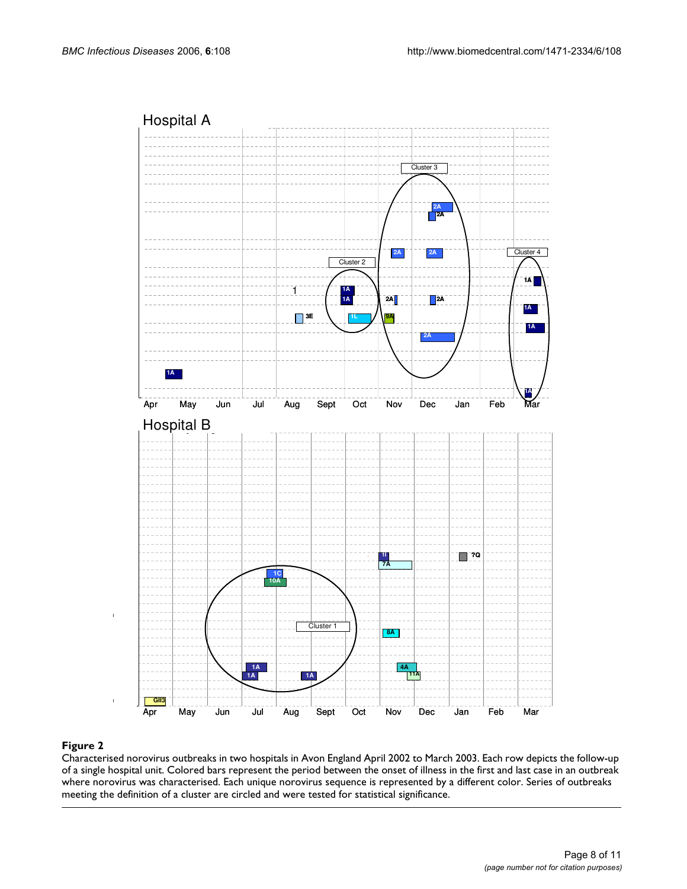**Figure 2**

Characterised norovirus outbreaks in two hospitals in Avon England April 2002 to March 2003. Each row depicts the follow-up of a single hospital unit. Colored bars represent the period between the onset of illness in the first and last case in an outbreak where norovirus was characterised. Each unique norovirus sequence is represented by a different color. Series of outbreaks meeting the definition of a cluster are circled and were tested for statistical significance.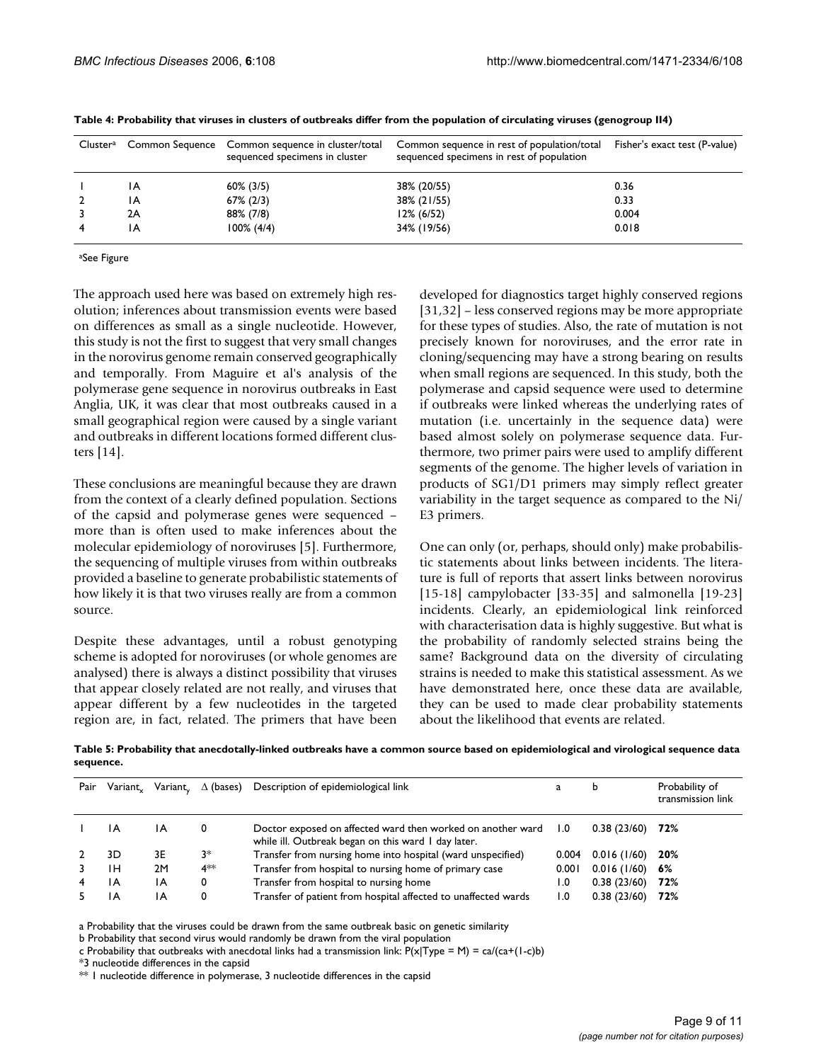**Table 4: Probability that viruses in clusters of outbreaks differ from the population of circulating viruses (genogroup II4)**

| Cluster[a] | Common Sequence | Common sequence in cluster/total sequenced specimens in cluster | Common sequence in rest of population/total sequenced specimens in rest of population | Fisher's exact test (P-value) |
|---|---|---|---|---|
| 1 | 1A | 60% (3/5) | 38% (20/55) | 0.36 |
| 2 | 1A | 67% (2/3) | 38% (21/55) | 0.33 |
| 3 | 2A | 88% (7/8) | 12% (6/52) | 0.004 |
| 4 | 1A | 100% (4/4) | 34% (19/56) | 0.018 |

[a]See Figure

The approach used here was based on extremely high resolution; inferences about transmission events were based on differences as small as a single nucleotide. However, this study is not the first to suggest that very small changes in the norovirus genome remain conserved geographically and temporally. From Maguire et al's analysis of the polymerase gene sequence in norovirus outbreaks in East Anglia, UK, it was clear that most outbreaks caused in a small geographical region were caused by a single variant and outbreaks in different locations formed different clusters [14].

These conclusions are meaningful because they are drawn from the context of a clearly defined population. Sections of the capsid and polymerase genes were sequenced – more than is often used to make inferences about the molecular epidemiology of noroviruses [5]. Furthermore, the sequencing of multiple viruses from within outbreaks provided a baseline to generate probabilistic statements of how likely it is that two viruses really are from a common source.

Despite these advantages, until a robust genotyping scheme is adopted for noroviruses (or whole genomes are analysed) there is always a distinct possibility that viruses that appear closely related are not really, and viruses that appear different by a few nucleotides in the targeted region are, in fact, related. The primers that have been developed for diagnostics target highly conserved regions [31,32] – less conserved regions may be more appropriate for these types of studies. Also, the rate of mutation is not precisely known for noroviruses, and the error rate in cloning/sequencing may have a strong bearing on results when small regions are sequenced. In this study, both the polymerase and capsid sequence were used to determine if outbreaks were linked whereas the underlying rates of mutation (i.e. uncertainly in the sequence data) were based almost solely on polymerase sequence data. Furthermore, two primer pairs were used to amplify different segments of the genome. The higher levels of variation in products of SG1/D1 primers may simply reflect greater variability in the target sequence as compared to the Ni/E3 primers.

One can only (or, perhaps, should only) make probabilistic statements about links between incidents. The literature is full of reports that assert links between norovirus [15-18] campylobacter [33-35] and salmonella [19-23] incidents. Clearly, an epidemiological link reinforced with characterisation data is highly suggestive. But what is the probability of randomly selected strains being the same? Background data on the diversity of circulating strains is needed to make this statistical assessment. As we have demonstrated here, once these data are available, they can be used to made clear probability statements about the likelihood that events are related.

**Table 5: Probability that anecdotally-linked outbreaks have a common source based on epidemiological and virological sequence data sequence.**

| Pair | $Variant_x$ | $Variant_y$ | $\Delta$ (bases) | Description of epidemiological link | a | b | Probability of transmission link |
|---|---|---|---|---|---|---|---|
| 1 | 1A | 1A | 0 | Doctor exposed on affected ward then worked on another ward while ill. Outbreak began on this ward 1 day later. | 1.0 | 0.38 (23/60) | **72%** |
| 2 | 3D | 3E | 3* | Transfer from nursing home into hospital (ward unspecified) | 0.004 | 0.016 (1/60) | **20%** |
| 3 | 1H | 2M | 4** | Transfer from hospital to nursing home of primary case | 0.001 | 0.016 (1/60) | **6%** |
| 4 | 1A | 1A | 0 | Transfer from hospital to nursing home | 1.0 | 0.38 (23/60) | **72%** |
| 5 | 1A | 1A | 0 | Transfer of patient from hospital affected to unaffected wards | 1.0 | 0.38 (23/60) | **72%** |

a Probability that the viruses could be drawn from the same outbreak basic on genetic similarity

b Probability that second virus would randomly be drawn from the viral population

c Probability that outbreaks with anecdotal links had a transmission link: $P(x|Type = M) = ca/(ca+(1-c)b)$

*3 nucleotide differences in the capsid

** 1 nucleotide difference in polymerase, 3 nucleotide differences in the capsid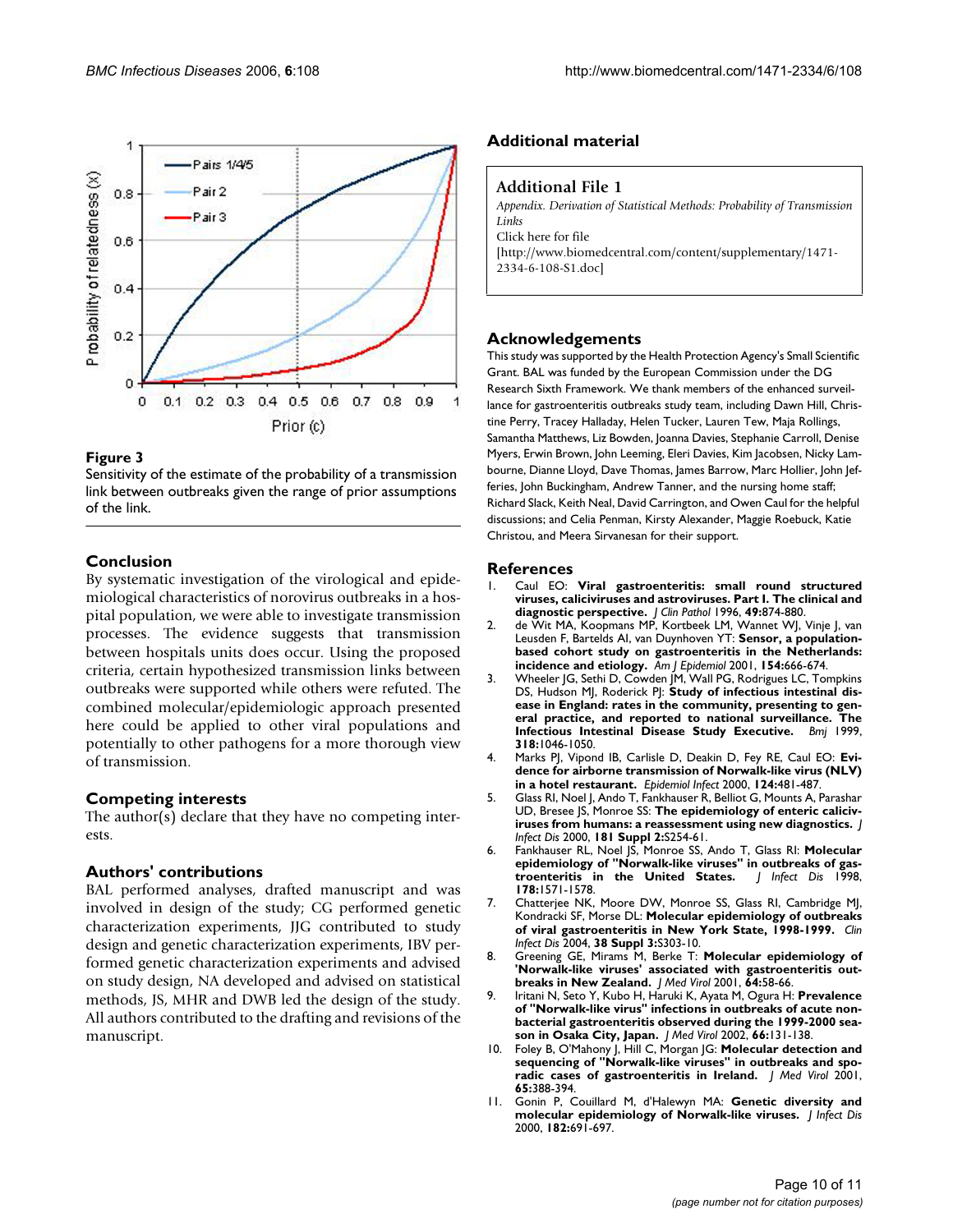**Figure 3**

Sensitivity of the estimate of the probability of a transmission link between outbreaks given the range of prior assumptions of the link.

## Conclusion

By systematic investigation of the virological and epidemiological characteristics of norovirus outbreaks in a hospital population, we were able to investigate transmission processes. The evidence suggests that transmission between hospitals units does occur. Using the proposed criteria, certain hypothesized transmission links between outbreaks were supported while others were refuted. The combined molecular/epidemiologic approach presented here could be applied to other viral populations and potentially to other pathogens for a more thorough view of transmission.

## Competing interests

The author(s) declare that they have no competing interests.

## Authors' contributions

BAL performed analyses, drafted manuscript and was involved in design of the study; CG performed genetic characterization experiments, JJG contributed to study design and genetic characterization experiments, IBV performed genetic characterization experiments and advised on study design, NA developed and advised on statistical methods, JS, MHR and DWB led the design of the study. All authors contributed to the drafting and revisions of the manuscript.

## Additional material

**Additional File 1**

*Appendix. Derivation of Statistical Methods: Probability of Transmission Links*

Click here for file

[http://www.biomedcentral.com/content/supplementary/1471-2334-6-108-S1.doc]

## Acknowledgements

This study was supported by the Health Protection Agency's Small Scientific Grant. BAL was funded by the European Commission under the DG Research Sixth Framework. We thank members of the enhanced surveillance for gastroenteritis outbreaks study team, including Dawn Hill, Christine Perry, Tracey Halladay, Helen Tucker, Lauren Tew, Maja Rollings, Samantha Matthews, Liz Bowden, Joanna Davies, Stephanie Carroll, Denise Myers, Erwin Brown, John Leeming, Eleri Davies, Kim Jacobsen, Nicky Lambourne, Dianne Lloyd, Dave Thomas, James Barrow, Marc Hollier, John Jefferies, John Buckingham, Andrew Tanner, and the nursing home staff; Richard Slack, Keith Neal, David Carrington, and Owen Caul for the helpful discussions; and Celia Penman, Kirsty Alexander, Maggie Roebuck, Katie Christou, and Meera Sirvanesan for their support.

## References

1. Caul EO: **Viral gastroenteritis: small round structured viruses, caliciviruses and astroviruses. Part I. The clinical and diagnostic perspective.** *J Clin Pathol* 1996, **49:**874-880.
2. de Wit MA, Koopmans MP, Kortbeek LM, Wannet WJ, Vinje J, van Leusden F, Bartelds AI, van Duynhoven YT: **Sensor, a population-based cohort study on gastroenteritis in the Netherlands: incidence and etiology.** *Am J Epidemiol* 2001, **154:**666-674.
3. Wheeler JG, Sethi D, Cowden JM, Wall PG, Rodrigues LC, Tompkins DS, Hudson MJ, Roderick PJ: **Study of infectious intestinal disease in England: rates in the community, presenting to general practice, and reported to national surveillance. The Infectious Intestinal Disease Study Executive.** *Bmj* 1999, **318:**1046-1050.
4. Marks PJ, Vipond IB, Carlisle D, Deakin D, Fey RE, Caul EO: **Evidence for airborne transmission of Norwalk-like virus (NLV) in a hotel restaurant.** *Epidemiol Infect* 2000, **124:**481-487.
5. Glass RI, Noel J, Ando T, Fankhauser R, Belliot G, Mounts A, Parashar UD, Bresee JS, Monroe SS: **The epidemiology of enteric caliciviruses from humans: a reassessment using new diagnostics.** *J Infect Dis* 2000, **181 Suppl 2:**S254-61.
6. Fankhauser RL, Noel JS, Monroe SS, Ando T, Glass RI: **Molecular epidemiology of "Norwalk-like viruses" in outbreaks of gastroenteritis in the United States.** *J Infect Dis* 1998, **178:**1571-1578.
7. Chatterjee NK, Moore DW, Monroe SS, Glass RI, Cambridge MJ, Kondracki SF, Morse DL: **Molecular epidemiology of outbreaks of viral gastroenteritis in New York State, 1998-1999.** *Clin Infect Dis* 2004, **38 Suppl 3:**S303-10.
8. Greening GE, Mirams M, Berke T: **Molecular epidemiology of 'Norwalk-like viruses' associated with gastroenteritis outbreaks in New Zealand.** *J Med Virol* 2001, **64:**58-66.
9. Iritani N, Seto Y, Kubo H, Haruki K, Ayata M, Ogura H: **Prevalence of "Norwalk-like virus" infections in outbreaks of acute nonbacterial gastroenteritis observed during the 1999-2000 season in Osaka City, Japan.** *J Med Virol* 2002, **66:**131-138.
10. Foley B, O'Mahony J, Hill C, Morgan JG: **Molecular detection and sequencing of "Norwalk-like viruses" in outbreaks and sporadic cases of gastroenteritis in Ireland.** *J Med Virol* 2001, **65:**388-394.
11. Gonin P, Couillard M, d'Halewyn MA: **Genetic diversity and molecular epidemiology of Norwalk-like viruses.** *J Infect Dis* 2000, **182:**691-697.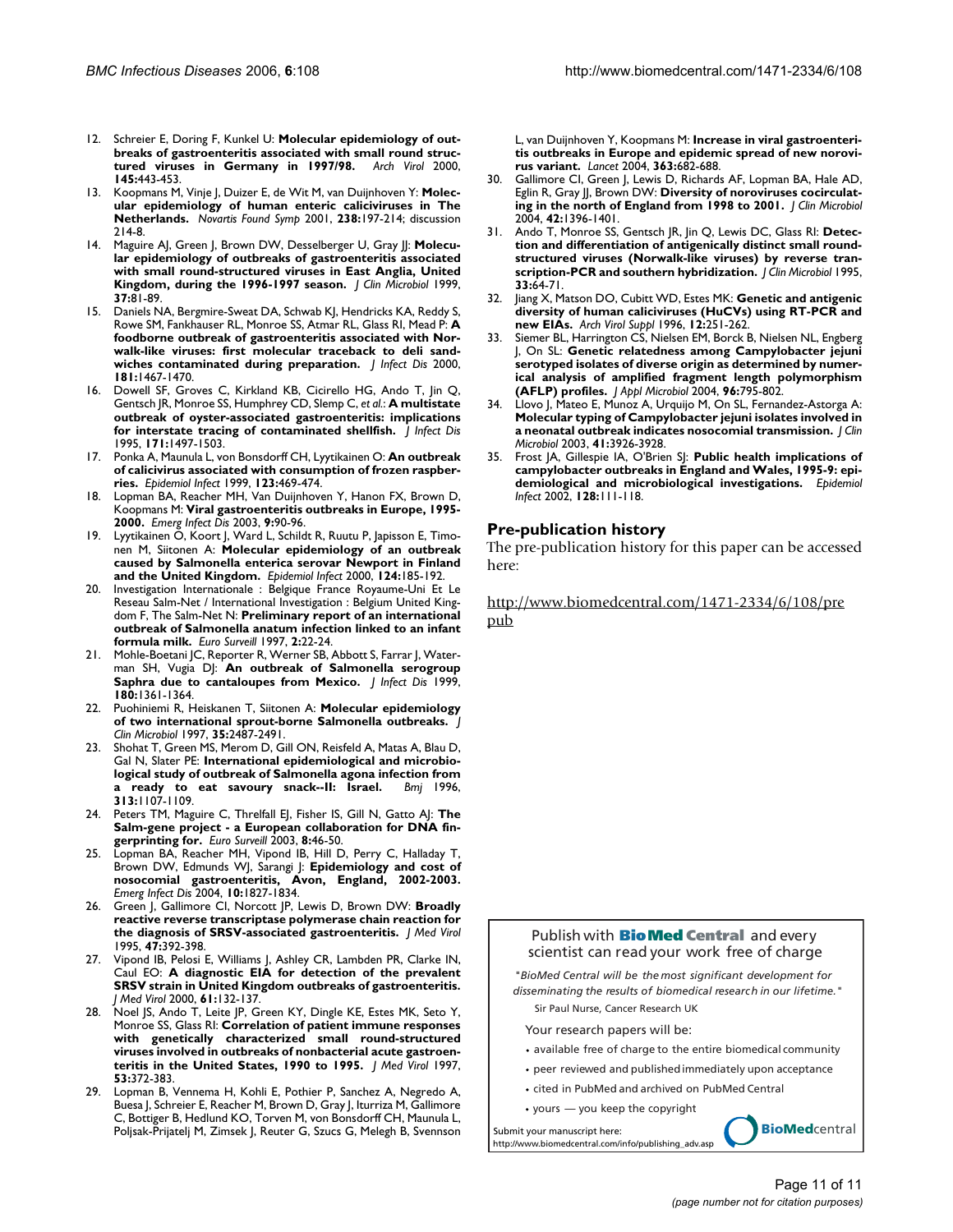12. Schreier E, Doring F, Kunkel U: **Molecular epidemiology of outbreaks of gastroenteritis associated with small round structured viruses in Germany in 1997/98.** *Arch Virol* 2000, **145:**443-453.
13. Koopmans M, Vinje J, Duizer E, de Wit M, van Duijnhoven Y: **Molecular epidemiology of human enteric caliciviruses in The Netherlands.** *Novartis Found Symp* 2001, **238:**197-214; discussion 214-8.
14. Maguire AJ, Green J, Brown DW, Desselberger U, Gray JJ: **Molecular epidemiology of outbreaks of gastroenteritis associated with small round-structured viruses in East Anglia, United Kingdom, during the 1996-1997 season.** *J Clin Microbiol* 1999, **37:**81-89.
15. Daniels NA, Bergmire-Sweat DA, Schwab KJ, Hendricks KA, Reddy S, Rowe SM, Fankhauser RL, Monroe SS, Atmar RL, Glass RI, Mead P: **A foodborne outbreak of gastroenteritis associated with Norwalk-like viruses: first molecular traceback to deli sandwiches contaminated during preparation.** *J Infect Dis* 2000, **181:**1467-1470.
16. Dowell SF, Groves C, Kirkland KB, Cicirello HG, Ando T, Jin Q, Gentsch JR, Monroe SS, Humphrey CD, Slemp C, *et al.*: **A multistate outbreak of oyster-associated gastroenteritis: implications for interstate tracing of contaminated shellfish.** *J Infect Dis* 1995, **171:**1497-1503.
17. Ponka A, Maunula L, von Bonsdorff CH, Lyytikainen O: **An outbreak of calicivirus associated with consumption of frozen raspberries.** *Epidemiol Infect* 1999, **123:**469-474.
18. Lopman BA, Reacher MH, Van Duijnhoven Y, Hanon FX, Brown D, Koopmans M: **Viral gastroenteritis outbreaks in Europe, 1995-2000.** *Emerg Infect Dis* 2003, **9:**90-96.
19. Lyytikainen O, Koort J, Ward L, Schildt R, Ruutu P, Japisson E, Timonen M, Siitonen A: **Molecular epidemiology of an outbreak caused by Salmonella enterica serovar Newport in Finland and the United Kingdom.** *Epidemiol Infect* 2000, **124:**185-192.
20. Investigation Internationale : Belgique France Royaume-Uni Et Le Reseau Salm-Net / International Investigation : Belgium United Kingdom F, The Salm-Net N: **Preliminary report of an international outbreak of Salmonella anatum infection linked to an infant formula milk.** *Euro Surveill* 1997, **2:**22-24.
21. Mohle-Boetani JC, Reporter R, Werner SB, Abbott S, Farrar J, Waterman SH, Vugia DJ: **An outbreak of Salmonella serogroup Saphra due to cantaloupes from Mexico.** *J Infect Dis* 1999, **180:**1361-1364.
22. Puohiniemi R, Heiskanen T, Siitonen A: **Molecular epidemiology of two international sprout-borne Salmonella outbreaks.** *J Clin Microbiol* 1997, **35:**2487-2491.
23. Shohat T, Green MS, Merom D, Gill ON, Reisfeld A, Matas A, Blau D, Gal N, Slater PE: **International epidemiological and microbiological study of outbreak of Salmonella agona infection from a ready to eat savoury snack--II: Israel.** *Bmj* 1996, **313:**1107-1109.
24. Peters TM, Maguire C, Threlfall EJ, Fisher IS, Gill N, Gatto AJ: **The Salm-gene project - a European collaboration for DNA fingerprinting for.** *Euro Surveill* 2003, **8:**46-50.
25. Lopman BA, Reacher MH, Vipond IB, Hill D, Perry C, Halladay T, Brown DW, Edmunds WJ, Sarangi J: **Epidemiology and cost of nosocomial gastroenteritis, Avon, England, 2002-2003.** *Emerg Infect Dis* 2004, **10:**1827-1834.
26. Green J, Gallimore CI, Norcott JP, Lewis D, Brown DW: **Broadly reactive reverse transcriptase polymerase chain reaction for the diagnosis of SRSV-associated gastroenteritis.** *J Med Virol* 1995, **47:**392-398.
27. Vipond IB, Pelosi E, Williams J, Ashley CR, Lambden PR, Clarke IN, Caul EO: **A diagnostic EIA for detection of the prevalent SRSV strain in United Kingdom outbreaks of gastroenteritis.** *J Med Virol* 2000, **61:**132-137.
28. Noel JS, Ando T, Leite JP, Green KY, Dingle KE, Estes MK, Seto Y, Monroe SS, Glass RI: **Correlation of patient immune responses with genetically characterized small round-structured viruses involved in outbreaks of nonbacterial acute gastroenteritis in the United States, 1990 to 1995.** *J Med Virol* 1997, **53:**372-383.
29. Lopman B, Vennema H, Kohli E, Pothier P, Sanchez A, Negredo A, Buesa J, Schreier E, Reacher M, Brown D, Gray J, Iturriza M, Gallimore C, Bottiger B, Hedlund KO, Torven M, von Bonsdorff CH, Maunula L, Poljsak-Prijatelj M, Zimsek J, Reuter G, Szucs G, Melegh B, Svennson L, van Duijnhoven Y, Koopmans M: **Increase in viral gastroenteritis outbreaks in Europe and epidemic spread of new norovirus variant.** *Lancet* 2004, **363:**682-688.
30. Gallimore CI, Green J, Lewis D, Richards AF, Lopman BA, Hale AD, Eglin R, Gray JJ, Brown DW: **Diversity of noroviruses cocirculating in the north of England from 1998 to 2001.** *J Clin Microbiol* 2004, **42:**1396-1401.
31. Ando T, Monroe SS, Gentsch JR, Jin Q, Lewis DC, Glass RI: **Detection and differentiation of antigenically distinct small round-structured viruses (Norwalk-like viruses) by reverse transcription-PCR and southern hybridization.** *J Clin Microbiol* 1995, **33:**64-71.
32. Jiang X, Matson DO, Cubitt WD, Estes MK: **Genetic and antigenic diversity of human caliciviruses (HuCVs) using RT-PCR and new EIAs.** *Arch Virol Suppl* 1996, **12:**251-262.
33. Siemer BL, Harrington CS, Nielsen EM, Borck B, Nielsen NL, Engberg J, On SL: **Genetic relatedness among Campylobacter jejuni serotyped isolates of diverse origin as determined by numerical analysis of amplified fragment length polymorphism (AFLP) profiles.** *J Appl Microbiol* 2004, **96:**795-802.
34. Llovo J, Mateo E, Munoz A, Urquijo M, On SL, Fernandez-Astorga A: **Molecular typing of Campylobacter jejuni isolates involved in a neonatal outbreak indicates nosocomial transmission.** *J Clin Microbiol* 2003, **41:**3926-3928.
35. Frost JA, Gillespie IA, O'Brien SJ: **Public health implications of campylobacter outbreaks in England and Wales, 1995-9: epidemiological and microbiological investigations.** *Epidemiol Infect* 2002, **128:**111-118.

## Pre-publication history

The pre-publication history for this paper can be accessed here:

http://www.biomedcentral.com/1471-2334/6/108/prepub

Publish with **BioMed Central** and every scientist can read your work free of charge

*"BioMed Central will be the most significant development for disseminating the results of biomedical research in our lifetime."*

Sir Paul Nurse, Cancer Research UK

Your research papers will be:

- available free of charge to the entire biomedical community
- peer reviewed and published immediately upon acceptance
- cited in PubMed and archived on PubMed Central
- yours — you keep the copyright

Submit your manuscript here:
http://www.biomedcentral.com/info/publishing_adv.asp

BioMedcentral